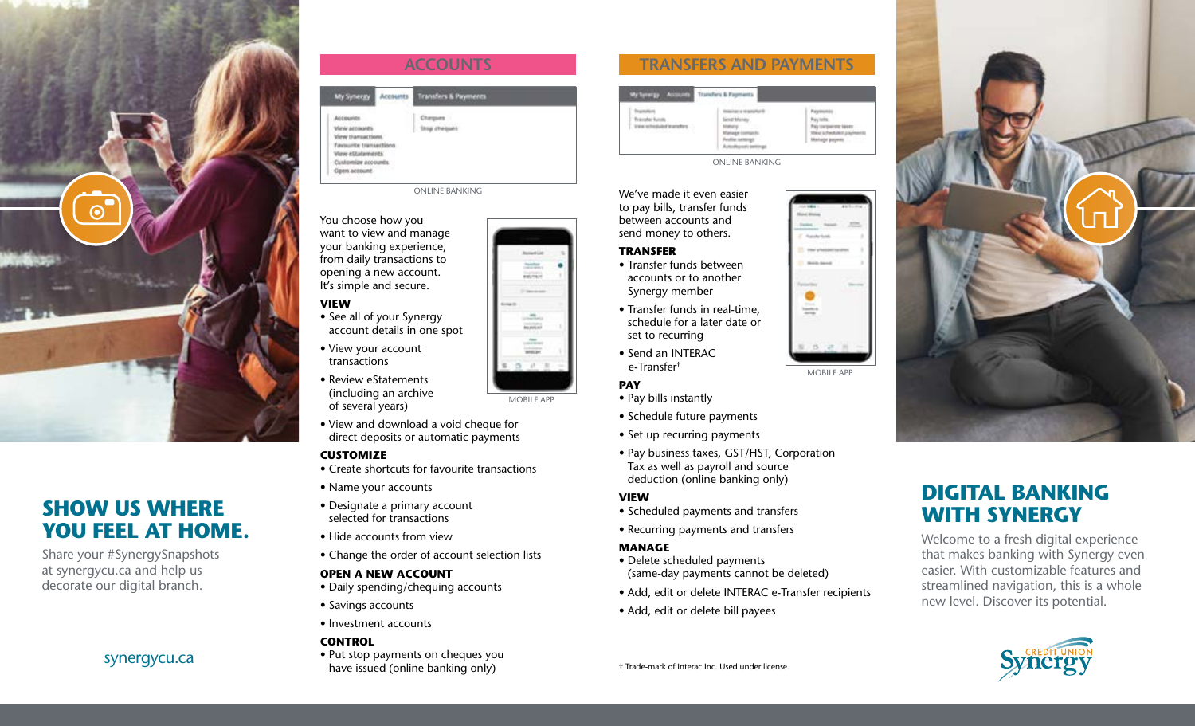# SHOW US WHERE YOU FEEL AT HOME.

Share your #SynergySnapshots at synergycu.ca and help us decorate our digital branch.

synergycu.ca

## ACCOUNTS

ONLINE BANKING

You choose how you want to view and manage your banking experience, from daily transactions to opening a new account. It's simple and secure.

MOBILE APP

### VIEW

- See all of your Synergy account details in one spot
- View your account transactions
- Review eStatements (including an archive of several years)
- View and download a void cheque for direct deposits or automatic payments

### CUSTOMIZE

- Create shortcuts for favourite transactions
- Name your accounts
- Designate a primary account selected for transactions
- Hide accounts from view
- Change the order of account selection lists

### OPEN A NEW ACCOUNT

- Daily spending/chequing accounts
- Savings accounts
- Investment accounts

### CONTROL

- Put stop payments on cheques you have issued (online banking only)

## TRANSFERS AND PAYMENTS

ONLINE BANKING

We've made it even easier to pay bills, transfer funds between accounts and send money to others.

MOBILE APP

### TRANSFER

- Transfer funds between accounts or to another Synergy member
- Transfer funds in real-time, schedule for a later date or set to recurring
- Send an INTERAC e-Transfer†

### PAY

- Pay bills instantly
- Schedule future payments
- Set up recurring payments
- Pay business taxes, GST/HST, Corporation Tax as well as payroll and source deduction (online banking only)

### VIEW

- Scheduled payments and transfers
- Recurring payments and transfers

### MANAGE

- Delete scheduled payments (same-day payments cannot be deleted)
- Add, edit or delete INTERAC e-Transfer recipients
- Add, edit or delete bill payees

† Trade-mark of Interac Inc. Used under license.

# DIGITAL BANKING WITH SYNERGY

Welcome to a fresh digital experience that makes banking with Synergy even easier. With customizable features and streamlined navigation, this is a whole new level. Discover its potential.

CREDIT UNION Synergy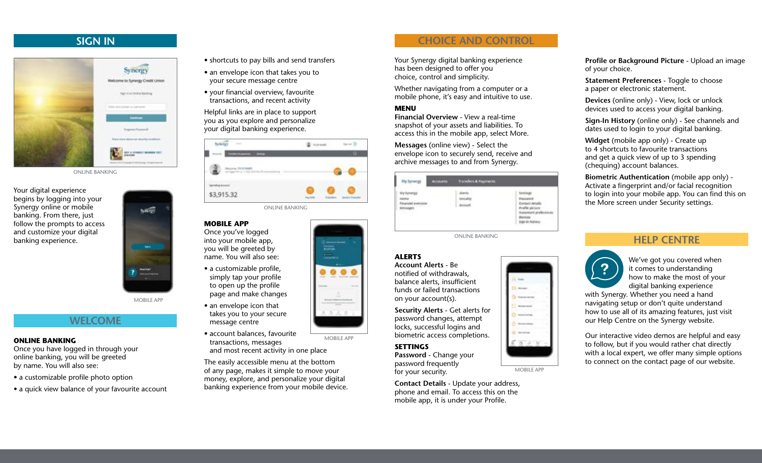## SIGN IN

ONLINE BANKING

Your digital experience begins by logging into your Synergy online or mobile banking. From there, just follow the prompts to access and customize your digital banking experience.

MOBILE APP

## WELCOME

**ONLINE BANKING**
Once you have logged in through your online banking, you will be greeted by name. You will also see:

- a customizable profile photo option
- a quick view balance of your favourite account
- shortcuts to pay bills and send transfers
- an envelope icon that takes you to your secure message centre
- your financial overview, favourite transactions, and recent activity

Helpful links are in place to support you as you explore and personalize your digital banking experience.

ONLINE BANKING

**MOBILE APP**
Once you've logged into your mobile app, you will be greeted by name. You will also see:

- a customizable profile, simply tap your profile to open up the profile page and make changes
- an envelope icon that takes you to your secure message centre
- account balances, favourite transactions, messages and most recent activity in one place

MOBILE APP

The easily accessible menu at the bottom of any page, makes it simple to move your money, explore, and personalize your digital banking experience from your mobile device.

## CHOICE AND CONTROL

Your Synergy digital banking experience has been designed to offer you choice, control and simplicity.

Whether navigating from a computer or a mobile phone, it's easy and intuitive to use.

**MENU**
**Financial Overview** - View a real-time snapshot of your assets and liabilities. To access this in the mobile app, select More.

**Messages** (online view) - Select the envelope icon to securely send, receive and archive messages to and from Synergy.

ONLINE BANKING

**ALERTS**
**Account Alerts** - Be notified of withdrawals, balance alerts, insufficient funds or failed transactions on your account(s).

**Security Alerts** - Get alerts for password changes, attempt locks, successful logins and biometric access completions.

**SETTINGS**
**Password** - Change your password frequently for your security.

MOBILE APP

**Contact Details** - Update your address, phone and email. To access this on the mobile app, it is under your Profile.

**Profile or Background Picture** - Upload an image of your choice.

**Statement Preferences** - Toggle to choose a paper or electronic statement.

**Devices** (online only) - View, lock or unlock devices used to access your digital banking.

**Sign-In History** (online only) - See channels and dates used to login to your digital banking.

**Widget** (mobile app only) - Create up to 4 shortcuts to favourite transactions and get a quick view of up to 3 spending (chequing) account balances.

**Biometric Authentication** (mobile app only) - Activate a fingerprint and/or facial recognition to login into your mobile app. You can find this on the More screen under Security settings.

## HELP CENTRE

We've got you covered when it comes to understanding how to make the most of your digital banking experience with Synergy. Whether you need a hand navigating setup or don't quite understand how to use all of its amazing features, just visit our Help Centre on the Synergy website.

Our interactive video demos are helpful and easy to follow, but if you would rather chat directly with a local expert, we offer many simple options to connect on the contact page of our website.